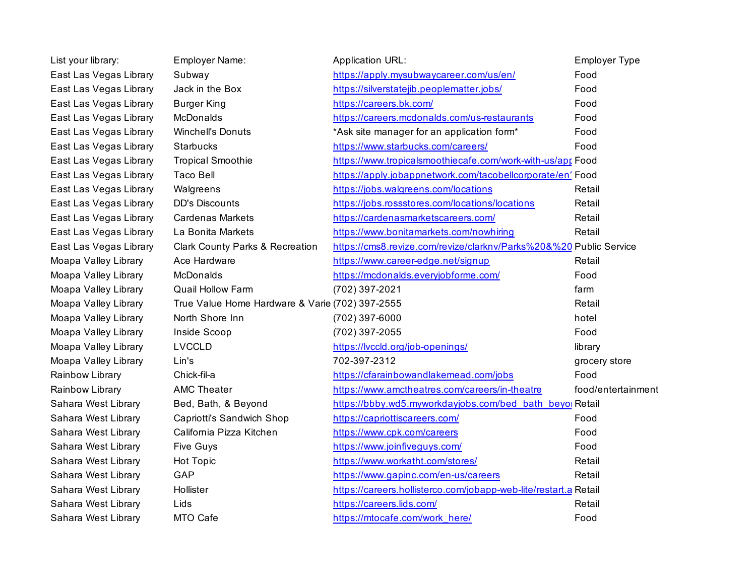| List your library: | Employer Name: | Application URL: | Employer Type |
|---|---|---|---|
| East Las Vegas Library | Subway | https://apply.mysubwaycareer.com/us/en/ | Food |
| East Las Vegas Library | Jack in the Box | https://silverstatejib.peoplematter.jobs/ | Food |
| East Las Vegas Library | Burger King | https://careers.bk.com/ | Food |
| East Las Vegas Library | McDonalds | https://careers.mcdonalds.com/us-restaurants | Food |
| East Las Vegas Library | Winchell's Donuts | *Ask site manager for an application form* | Food |
| East Las Vegas Library | Starbucks | https://www.starbucks.com/careers/ | Food |
| East Las Vegas Library | Tropical Smoothie | https://www.tropicalsmoothiecafe.com/work-with-us/app | Food |
| East Las Vegas Library | Taco Bell | https://apply.jobappnetwork.com/tacobellcorporate/en | Food |
| East Las Vegas Library | Walgreens | https://jobs.walgreens.com/locations | Retail |
| East Las Vegas Library | DD's Discounts | https://jobs.rossstores.com/locations/locations | Retail |
| East Las Vegas Library | Cardenas Markets | https://cardenasmarketscareers.com/ | Retail |
| East Las Vegas Library | La Bonita Markets | https://www.bonitamarkets.com/nowhiring | Retail |
| East Las Vegas Library | Clark County Parks & Recreation | https://cms8.revize.com/revize/clarknv/Parks%20&%20 | Public Service |
| Moapa Valley Library | Ace Hardware | https://www.career-edge.net/signup | Retail |
| Moapa Valley Library | McDonalds | https://mcdonalds.everyjobforme.com/ | Food |
| Moapa Valley Library | Quail Hollow Farm | (702) 397-2021 | farm |
| Moapa Valley Library | True Value Home Hardware & Varie | (702) 397-2555 | Retail |
| Moapa Valley Library | North Shore Inn | (702) 397-6000 | hotel |
| Moapa Valley Library | Inside Scoop | (702) 397-2055 | Food |
| Moapa Valley Library | LVCCLD | https://lvccld.org/job-openings/ | library |
| Moapa Valley Library | Lin's | 702-397-2312 | grocery store |
| Rainbow Library | Chick-fil-a | https://cfarainbowandlakemead.com/jobs | Food |
| Rainbow Library | AMC Theater | https://www.amctheatres.com/careers/in-theatre | food/entertainment |
| Sahara West Library | Bed, Bath, & Beyond | https://bbby.wd5.myworkdayjobs.com/bed_bath_beyo | Retail |
| Sahara West Library | Capriotti's Sandwich Shop | https://capriottiscareers.com/ | Food |
| Sahara West Library | California Pizza Kitchen | https://www.cpk.com/careers | Food |
| Sahara West Library | Five Guys | https://www.joinfiveguys.com/ | Food |
| Sahara West Library | Hot Topic | https://www.workatht.com/stores/ | Retail |
| Sahara West Library | GAP | https://www.gapinc.com/en-us/careers | Retail |
| Sahara West Library | Hollister | https://careers.hollisterco.com/jobapp-web-lite/restart.a | Retail |
| Sahara West Library | Lids | https://careers.lids.com/ | Retail |
| Sahara West Library | MTO Cafe | https://mtocafe.com/work_here/ | Food |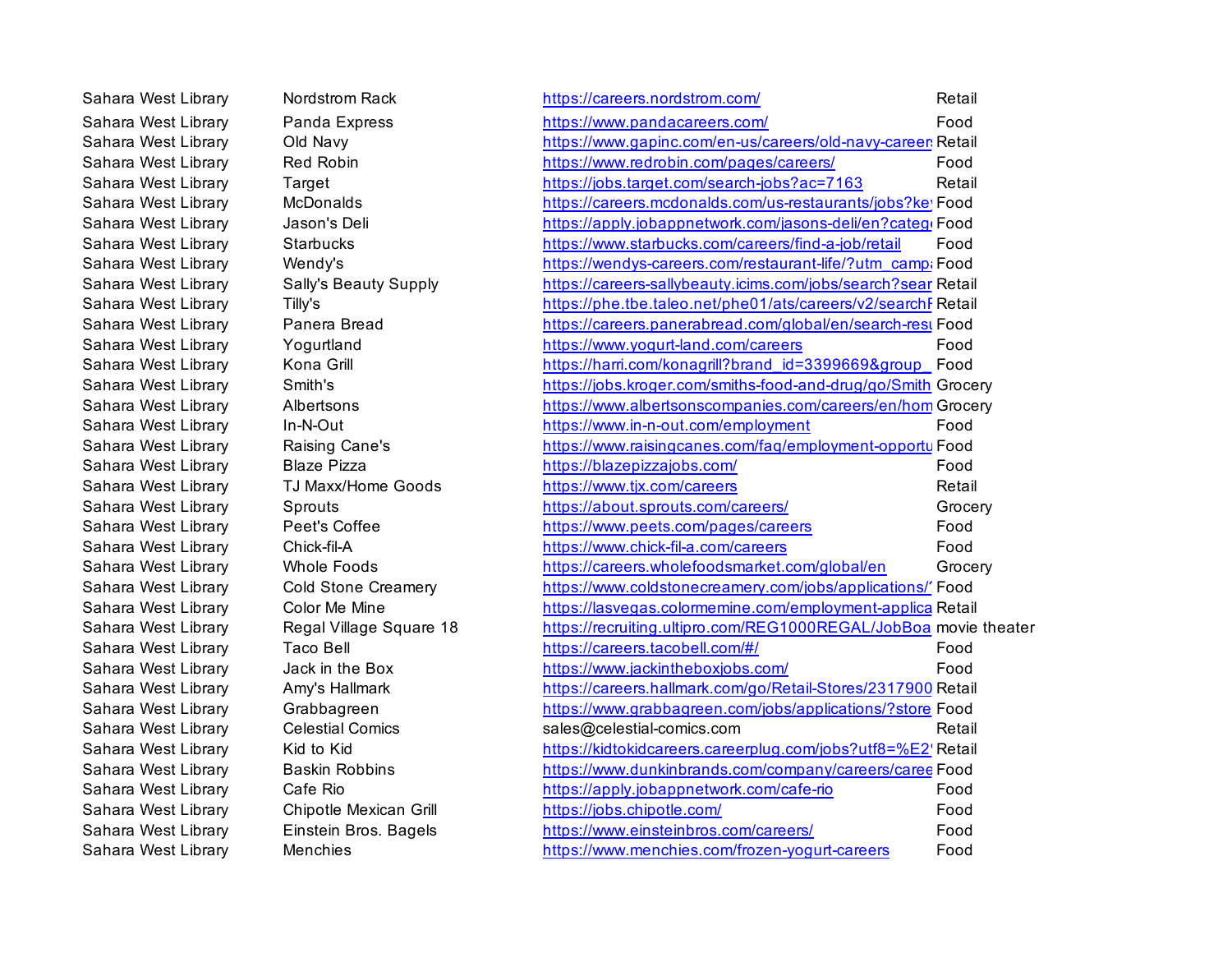| | | | |
|---|---|---|---|
| Sahara West Library | Nordstrom Rack | https://careers.nordstrom.com/ | Retail |
| Sahara West Library | Panda Express | https://www.pandacareers.com/ | Food |
| Sahara West Library | Old Navy | https://www.gapinc.com/en-us/careers/old-navy-careers | Retail |
| Sahara West Library | Red Robin | https://www.redrobin.com/pages/careers/ | Food |
| Sahara West Library | Target | https://jobs.target.com/search-jobs?ac=7163 | Retail |
| Sahara West Library | McDonalds | https://careers.mcdonalds.com/us-restaurants/jobs?key | Food |
| Sahara West Library | Jason's Deli | https://apply.jobappnetwork.com/jasons-deli/en?catego | Food |
| Sahara West Library | Starbucks | https://www.starbucks.com/careers/find-a-job/retail | Food |
| Sahara West Library | Wendy's | https://wendys-careers.com/restaurant-life/?utm_campa | Food |
| Sahara West Library | Sally's Beauty Supply | https://careers-sallybeauty.icims.com/jobs/search?sear | Retail |
| Sahara West Library | Tilly's | https://phe.tbe.taleo.net/phe01/ats/careers/v2/searchR | Retail |
| Sahara West Library | Panera Bread | https://careers.panerabread.com/global/en/search-resu | Food |
| Sahara West Library | Yogurtland | https://www.yogurt-land.com/careers | Food |
| Sahara West Library | Kona Grill | https://harri.com/konagrill?brand_id=3399669&group_ | Food |
| Sahara West Library | Smith's | https://jobs.kroger.com/smiths-food-and-drug/go/Smith | Grocery |
| Sahara West Library | Albertsons | https://www.albertsonscompanies.com/careers/en/hom | Grocery |
| Sahara West Library | In-N-Out | https://www.in-n-out.com/employment | Food |
| Sahara West Library | Raising Cane's | https://www.raisingcanes.com/faq/employment-opportu | Food |
| Sahara West Library | Blaze Pizza | https://blazepizzajobs.com/ | Food |
| Sahara West Library | TJ Maxx/Home Goods | https://www.tjx.com/careers | Retail |
| Sahara West Library | Sprouts | https://about.sprouts.com/careers/ | Grocery |
| Sahara West Library | Peet's Coffee | https://www.peets.com/pages/careers | Food |
| Sahara West Library | Chick-fil-A | https://www.chick-fil-a.com/careers | Food |
| Sahara West Library | Whole Foods | https://careers.wholefoodsmarket.com/global/en | Grocery |
| Sahara West Library | Cold Stone Creamery | https://www.coldstonecreamery.com/jobs/applications/ | Food |
| Sahara West Library | Color Me Mine | https://lasvegas.colormemine.com/employment-applica | Retail |
| Sahara West Library | Regal Village Square 18 | https://recruiting.ultipro.com/REG1000REGAL/JobBoa | movie theater |
| Sahara West Library | Taco Bell | https://careers.tacobell.com/#/ | Food |
| Sahara West Library | Jack in the Box | https://www.jackintheboxjobs.com/ | Food |
| Sahara West Library | Amy's Hallmark | https://careers.hallmark.com/go/Retail-Stores/2317900 | Retail |
| Sahara West Library | Grabbagreen | https://www.grabbagreen.com/jobs/applications/?store | Food |
| Sahara West Library | Celestial Comics | sales@celestial-comics.com | Retail |
| Sahara West Library | Kid to Kid | https://kidtokidcareers.careerplug.com/jobs?utf8=%E2 | Retail |
| Sahara West Library | Baskin Robbins | https://www.dunkinbrands.com/company/careers/caree | Food |
| Sahara West Library | Cafe Rio | https://apply.jobappnetwork.com/cafe-rio | Food |
| Sahara West Library | Chipotle Mexican Grill | https://jobs.chipotle.com/ | Food |
| Sahara West Library | Einstein Bros. Bagels | https://www.einsteinbros.com/careers/ | Food |
| Sahara West Library | Menchies | https://www.menchies.com/frozen-yogurt-careers | Food |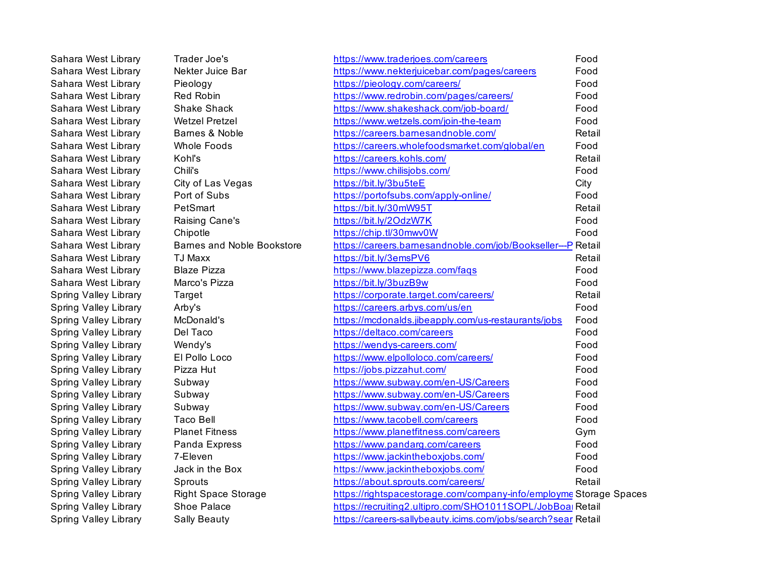| | | | |
|---|---|---|---|
| Sahara West Library | Trader Joe's | https://www.traderjoes.com/careers | Food |
| Sahara West Library | Nekter Juice Bar | https://www.nekterjuicebar.com/pages/careers | Food |
| Sahara West Library | Pieology | https://pieology.com/careers/ | Food |
| Sahara West Library | Red Robin | https://www.redrobin.com/pages/careers/ | Food |
| Sahara West Library | Shake Shack | https://www.shakeshack.com/job-board/ | Food |
| Sahara West Library | Wetzel Pretzel | https://www.wetzels.com/join-the-team | Food |
| Sahara West Library | Barnes & Noble | https://careers.barnesandnoble.com/ | Retail |
| Sahara West Library | Whole Foods | https://careers.wholefoodsmarket.com/global/en | Food |
| Sahara West Library | Kohl's | https://careers.kohls.com/ | Retail |
| Sahara West Library | Chili's | https://www.chilisjobs.com/ | Food |
| Sahara West Library | City of Las Vegas | https://bit.ly/3bu5teE | City |
| Sahara West Library | Port of Subs | https://portofsubs.com/apply-online/ | Food |
| Sahara West Library | PetSmart | https://bit.ly/30mW95T | Retail |
| Sahara West Library | Raising Cane's | https://bit.ly/2OdzW7K | Food |
| Sahara West Library | Chipotle | https://chip.tl/30mwv0W | Food |
| Sahara West Library | Barnes and Noble Bookstore | https://careers.barnesandnoble.com/job/Bookseller---P | Retail |
| Sahara West Library | TJ Maxx | https://bit.ly/3emsPV6 | Retail |
| Sahara West Library | Blaze Pizza | https://www.blazepizza.com/faqs | Food |
| Sahara West Library | Marco's Pizza | https://bit.ly/3buzB9w | Food |
| Spring Valley Library | Target | https://corporate.target.com/careers/ | Retail |
| Spring Valley Library | Arby's | https://careers.arbys.com/us/en | Food |
| Spring Valley Library | McDonald's | https://mcdonalds.jibeapply.com/us-restaurants/jobs | Food |
| Spring Valley Library | Del Taco | https://deltaco.com/careers | Food |
| Spring Valley Library | Wendy's | https://wendys-careers.com/ | Food |
| Spring Valley Library | El Pollo Loco | https://www.elpolloloco.com/careers/ | Food |
| Spring Valley Library | Pizza Hut | https://jobs.pizzahut.com/ | Food |
| Spring Valley Library | Subway | https://www.subway.com/en-US/Careers | Food |
| Spring Valley Library | Subway | https://www.subway.com/en-US/Careers | Food |
| Spring Valley Library | Subway | https://www.subway.com/en-US/Careers | Food |
| Spring Valley Library | Taco Bell | https://www.tacobell.com/careers | Food |
| Spring Valley Library | Planet Fitness | https://www.planetfitness.com/careers | Gym |
| Spring Valley Library | Panda Express | https://www.pandarg.com/careers | Food |
| Spring Valley Library | 7-Eleven | https://www.jackintheboxjobs.com/ | Food |
| Spring Valley Library | Jack in the Box | https://www.jackintheboxjobs.com/ | Food |
| Spring Valley Library | Sprouts | https://about.sprouts.com/careers/ | Retail |
| Spring Valley Library | Right Space Storage | https://rightspacestorage.com/company-info/employme | Storage Spaces |
| Spring Valley Library | Shoe Palace | https://recruiting2.ultipro.com/SHO1011SOPL/JobBoa | Retail |
| Spring Valley Library | Sally Beauty | https://careers-sallybeauty.icims.com/jobs/search?sear | Retail |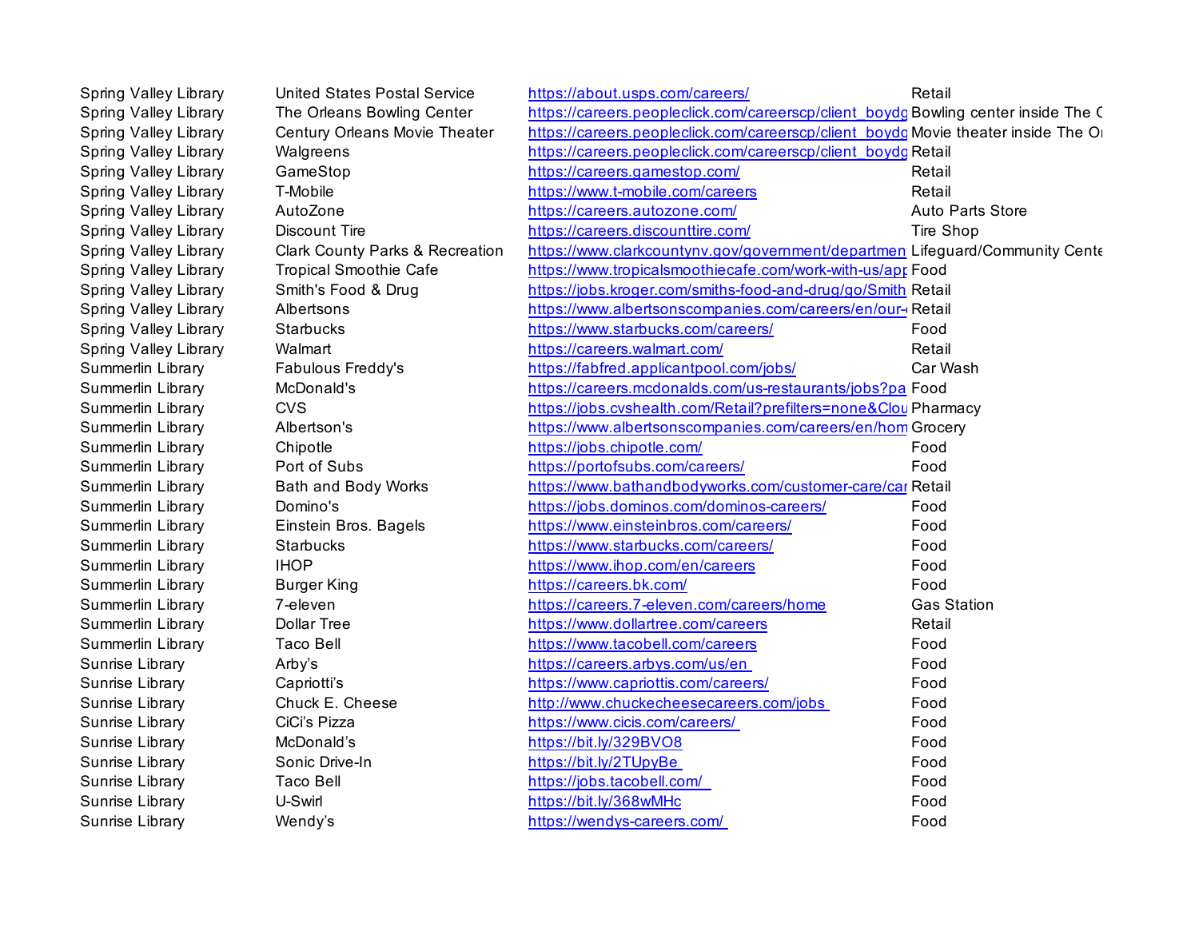| | | | |
|---|---|---|---|
| Spring Valley Library | United States Postal Service | https://about.usps.com/careers/ | Retail |
| Spring Valley Library | The Orleans Bowling Center | https://careers.peopleclick.com/careerscp/client_boydg | Bowling center inside The C |
| Spring Valley Library | Century Orleans Movie Theater | https://careers.peopleclick.com/careerscp/client_boydg | Movie theater inside The Or |
| Spring Valley Library | Walgreens | https://careers.peopleclick.com/careerscp/client_boydg | Retail |
| Spring Valley Library | GameStop | https://careers.gamestop.com/ | Retail |
| Spring Valley Library | T-Mobile | https://www.t-mobile.com/careers | Retail |
| Spring Valley Library | AutoZone | https://careers.autozone.com/ | Auto Parts Store |
| Spring Valley Library | Discount Tire | https://careers.discounttire.com/ | Tire Shop |
| Spring Valley Library | Clark County Parks & Recreation | https://www.clarkcountynv.gov/government/departmen | Lifeguard/Community Cente |
| Spring Valley Library | Tropical Smoothie Cafe | https://www.tropicalsmoothiecafe.com/work-with-us/apr | Food |
| Spring Valley Library | Smith's Food & Drug | https://jobs.kroger.com/smiths-food-and-drug/go/Smith | Retail |
| Spring Valley Library | Albertsons | https://www.albertsonscompanies.com/careers/en/our- | Retail |
| Spring Valley Library | Starbucks | https://www.starbucks.com/careers/ | Food |
| Spring Valley Library | Walmart | https://careers.walmart.com/ | Retail |
| Summerlin Library | Fabulous Freddy's | https://fabfred.applicantpool.com/jobs/ | Car Wash |
| Summerlin Library | McDonald's | https://careers.mcdonalds.com/us-restaurants/jobs?pa | Food |
| Summerlin Library | CVS | https://jobs.cvshealth.com/Retail?prefilters=none&Clou | Pharmacy |
| Summerlin Library | Albertson's | https://www.albertsonscompanies.com/careers/en/hom | Grocery |
| Summerlin Library | Chipotle | https://jobs.chipotle.com/ | Food |
| Summerlin Library | Port of Subs | https://portofsubs.com/careers/ | Food |
| Summerlin Library | Bath and Body Works | https://www.bathandbodyworks.com/customer-care/car | Retail |
| Summerlin Library | Domino's | https://jobs.dominos.com/dominos-careers/ | Food |
| Summerlin Library | Einstein Bros. Bagels | https://www.einsteinbros.com/careers/ | Food |
| Summerlin Library | Starbucks | https://www.starbucks.com/careers/ | Food |
| Summerlin Library | IHOP | https://www.ihop.com/en/careers | Food |
| Summerlin Library | Burger King | https://careers.bk.com/ | Food |
| Summerlin Library | 7-eleven | https://careers.7-eleven.com/careers/home | Gas Station |
| Summerlin Library | Dollar Tree | https://www.dollartree.com/careers | Retail |
| Summerlin Library | Taco Bell | https://www.tacobell.com/careers | Food |
| Sunrise Library | Arby’s | https://careers.arbys.com/us/en | Food |
| Sunrise Library | Capriotti’s | https://www.capriottis.com/careers/ | Food |
| Sunrise Library | Chuck E. Cheese | http://www.chuckecheesecareers.com/jobs | Food |
| Sunrise Library | CiCi’s Pizza | https://www.cicis.com/careers/ | Food |
| Sunrise Library | McDonald’s | https://bit.ly/329BVO8 | Food |
| Sunrise Library | Sonic Drive-In | https://bit.ly/2TUpyBe | Food |
| Sunrise Library | Taco Bell | https://jobs.tacobell.com/ | Food |
| Sunrise Library | U-Swirl | https://bit.ly/368wMHc | Food |
| Sunrise Library | Wendy’s | https://wendys-careers.com/ | Food |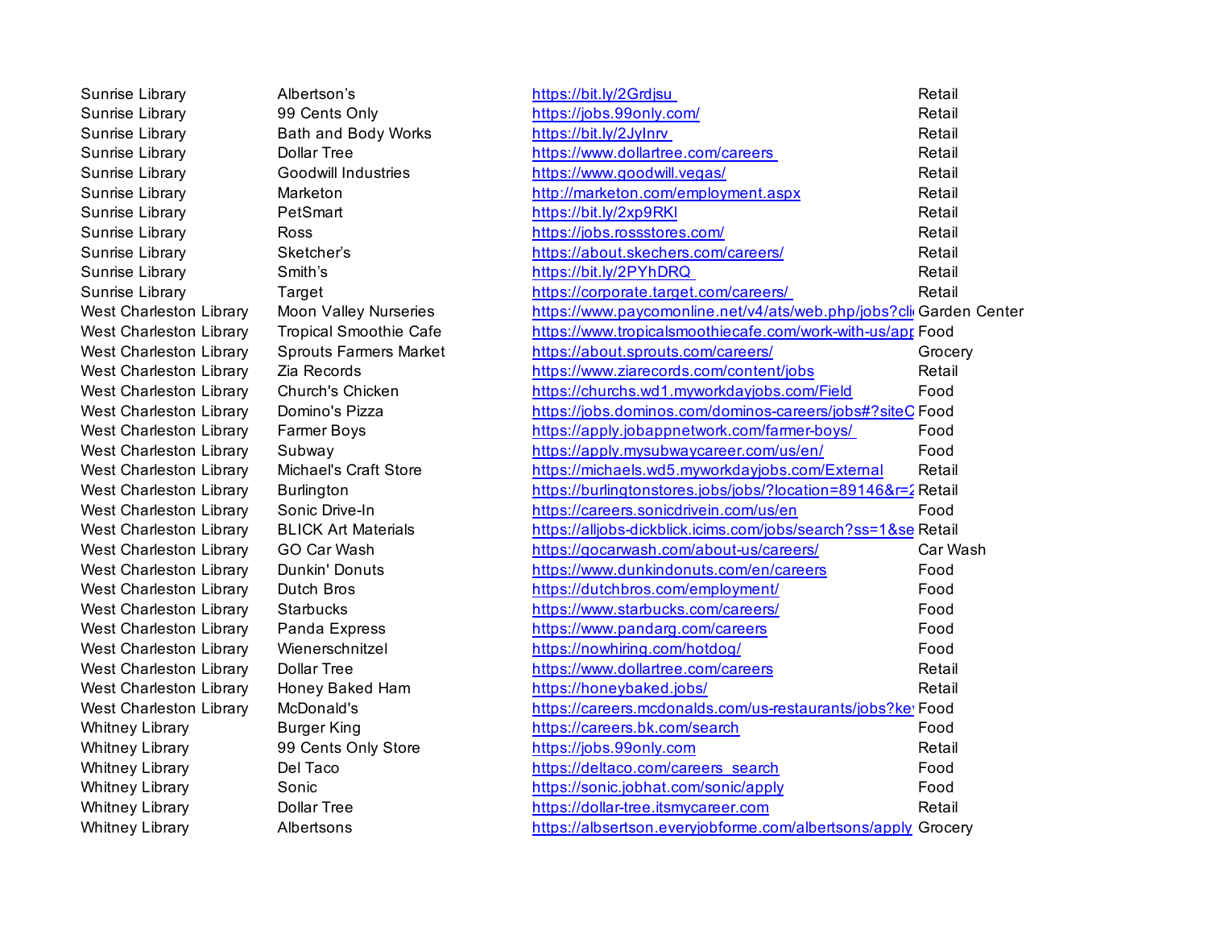| | | | |
|---|---|---|---|
| Sunrise Library | Albertson’s | https://bit.ly/2Grdjsu | Retail |
| Sunrise Library | 99 Cents Only | https://jobs.99only.com/ | Retail |
| Sunrise Library | Bath and Body Works | https://bit.ly/2JyInrv | Retail |
| Sunrise Library | Dollar Tree | https://www.dollartree.com/careers | Retail |
| Sunrise Library | Goodwill Industries | https://www.goodwill.vegas/ | Retail |
| Sunrise Library | Marketon | http://marketon.com/employment.aspx | Retail |
| Sunrise Library | PetSmart | https://bit.ly/2xp9RKI | Retail |
| Sunrise Library | Ross | https://jobs.rossstores.com/ | Retail |
| Sunrise Library | Sketcher’s | https://about.skechers.com/careers/ | Retail |
| Sunrise Library | Smith’s | https://bit.ly/2PYhDRQ | Retail |
| Sunrise Library | Target | https://corporate.target.com/careers/ | Retail |
| West Charleston Library | Moon Valley Nurseries | https://www.paycomonline.net/v4/ats/web.php/jobs?cli | Garden Center |
| West Charleston Library | Tropical Smoothie Cafe | https://www.tropicalsmoothiecafe.com/work-with-us/app | Food |
| West Charleston Library | Sprouts Farmers Market | https://about.sprouts.com/careers/ | Grocery |
| West Charleston Library | Zia Records | https://www.ziarecords.com/content/jobs | Retail |
| West Charleston Library | Church's Chicken | https://churchs.wd1.myworkdayjobs.com/Field | Food |
| West Charleston Library | Domino's Pizza | https://jobs.dominos.com/dominos-careers/jobs#?siteC | Food |
| West Charleston Library | Farmer Boys | https://apply.jobappnetwork.com/farmer-boys/ | Food |
| West Charleston Library | Subway | https://apply.mysubwaycareer.com/us/en/ | Food |
| West Charleston Library | Michael's Craft Store | https://michaels.wd5.myworkdayjobs.com/External | Retail |
| West Charleston Library | Burlington | https://burlingtonstores.jobs/jobs/?location=89146&r=2 | Retail |
| West Charleston Library | Sonic Drive-In | https://careers.sonicdrivein.com/us/en | Food |
| West Charleston Library | BLICK Art Materials | https://alljobs-dickblick.icims.com/jobs/search?ss=1&se | Retail |
| West Charleston Library | GO Car Wash | https://gocarwash.com/about-us/careers/ | Car Wash |
| West Charleston Library | Dunkin' Donuts | https://www.dunkindonuts.com/en/careers | Food |
| West Charleston Library | Dutch Bros | https://dutchbros.com/employment/ | Food |
| West Charleston Library | Starbucks | https://www.starbucks.com/careers/ | Food |
| West Charleston Library | Panda Express | https://www.pandarg.com/careers | Food |
| West Charleston Library | Wienerschnitzel | https://nowhiring.com/hotdog/ | Food |
| West Charleston Library | Dollar Tree | https://www.dollartree.com/careers | Retail |
| West Charleston Library | Honey Baked Ham | https://honeybaked.jobs/ | Retail |
| West Charleston Library | McDonald's | https://careers.mcdonalds.com/us-restaurants/jobs?ke | Food |
| Whitney Library | Burger King | https://careers.bk.com/search | Food |
| Whitney Library | 99 Cents Only Store | https://jobs.99only.com | Retail |
| Whitney Library | Del Taco | https://deltaco.com/careers_search | Food |
| Whitney Library | Sonic | https://sonic.jobhat.com/sonic/apply | Food |
| Whitney Library | Dollar Tree | https://dollar-tree.itsmycareer.com | Retail |
| Whitney Library | Albertsons | https://albsertson.everyjobforme.com/albertsons/apply | Grocery |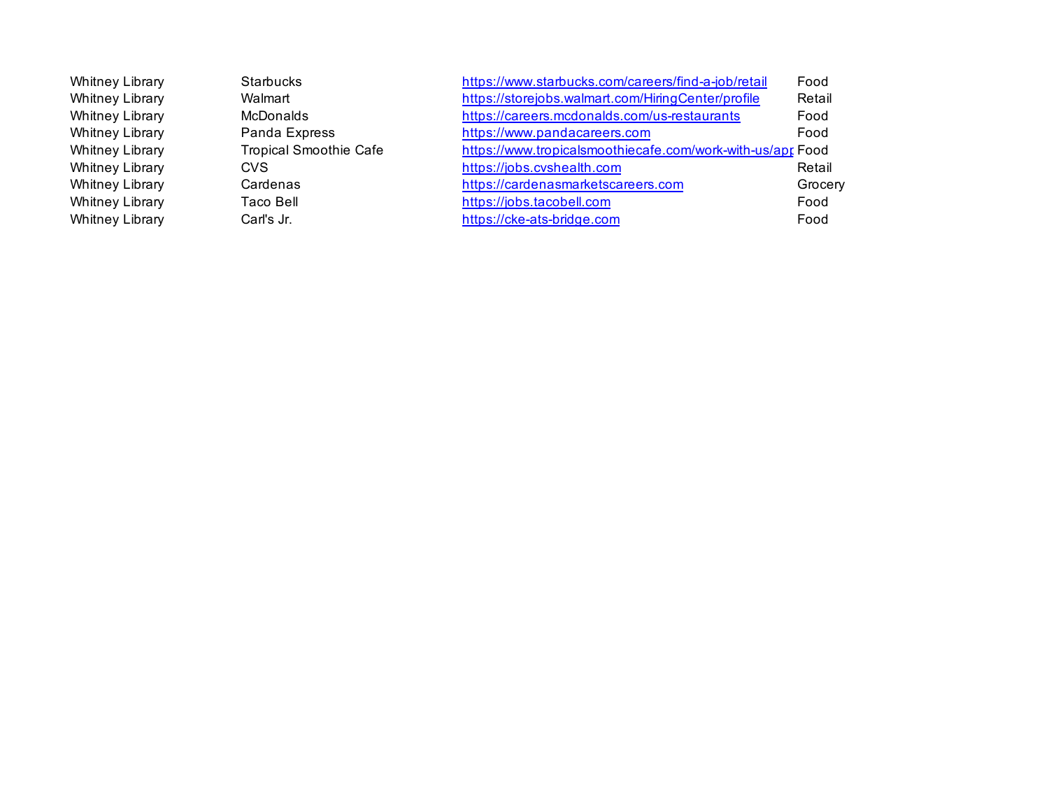| | | | |
|---|---|---|---|
| Whitney Library | Starbucks | https://www.starbucks.com/careers/find-a-job/retail | Food |
| Whitney Library | Walmart | https://storejobs.walmart.com/HiringCenter/profile | Retail |
| Whitney Library | McDonalds | https://careers.mcdonalds.com/us-restaurants | Food |
| Whitney Library | Panda Express | https://www.pandacareers.com | Food |
| Whitney Library | Tropical Smoothie Cafe | https://www.tropicalsmoothiecafe.com/work-with-us/app | Food |
| Whitney Library | CVS | https://jobs.cvshealth.com | Retail |
| Whitney Library | Cardenas | https://cardenasmarketscareers.com | Grocery |
| Whitney Library | Taco Bell | https://jobs.tacobell.com | Food |
| Whitney Library | Carl's Jr. | https://cke-ats-bridge.com | Food |